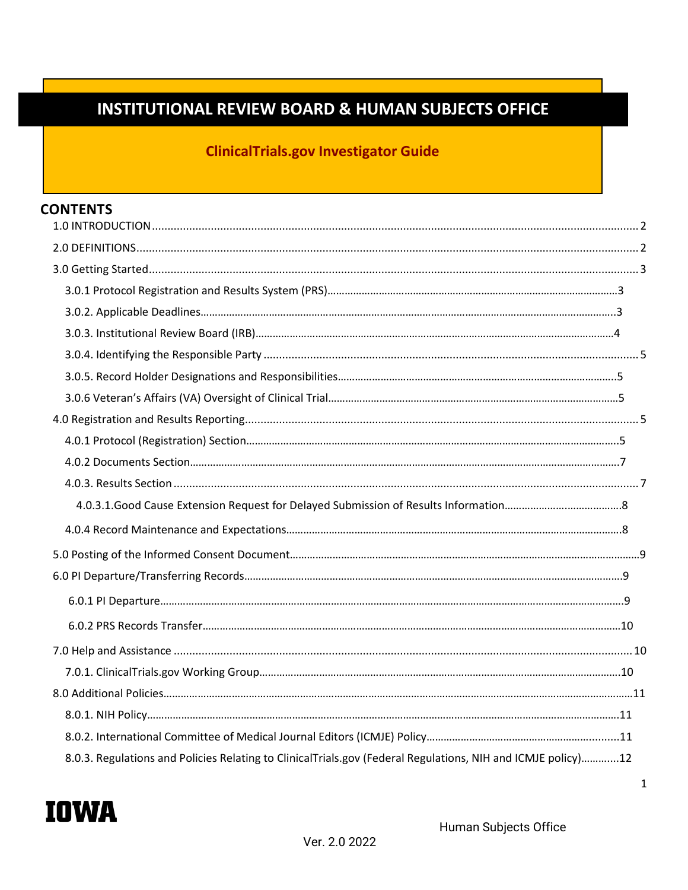# INSTITUTIONAL REVIEW BOARD & HUMAN SUBJECTS OFFICE

## ClinicalTrials.gov Investigator Guide

## CONTENTS

- 1.0 INTRODUCTION ... 2
- 2.0 DEFINITIONS ... 2
- 3.0 Getting Started ... 3
  - 3.0.1 Protocol Registration and Results System (PRS) ... 3
  - 3.0.2. Applicable Deadlines ... 3
  - 3.0.3. Institutional Review Board (IRB) ... 4
  - 3.0.4. Identifying the Responsible Party ... 5
  - 3.0.5. Record Holder Designations and Responsibilities ... 5
  - 3.0.6 Veteran's Affairs (VA) Oversight of Clinical Trial ... 5
- 4.0 Registration and Results Reporting ... 5
  - 4.0.1 Protocol (Registration) Section ... 5
  - 4.0.2 Documents Section ... 7
  - 4.0.3. Results Section ... 7
    - 4.0.3.1.Good Cause Extension Request for Delayed Submission of Results Information ... 8
  - 4.0.4 Record Maintenance and Expectations ... 8
- 5.0 Posting of the Informed Consent Document ... 9
- 6.0 PI Departure/Transferring Records ... 9
  - 6.0.1 PI Departure ... 9
  - 6.0.2 PRS Records Transfer ... 10
- 7.0 Help and Assistance ... 10
  - 7.0.1. ClinicalTrials.gov Working Group ... 10
- 8.0 Additional Policies ... 11
  - 8.0.1. NIH Policy ... 11
  - 8.0.2. International Committee of Medical Journal Editors (ICMJE) Policy ... 11
  - 8.0.3. Regulations and Policies Relating to ClinicalTrials.gov (Federal Regulations, NIH and ICMJE policy) ... 12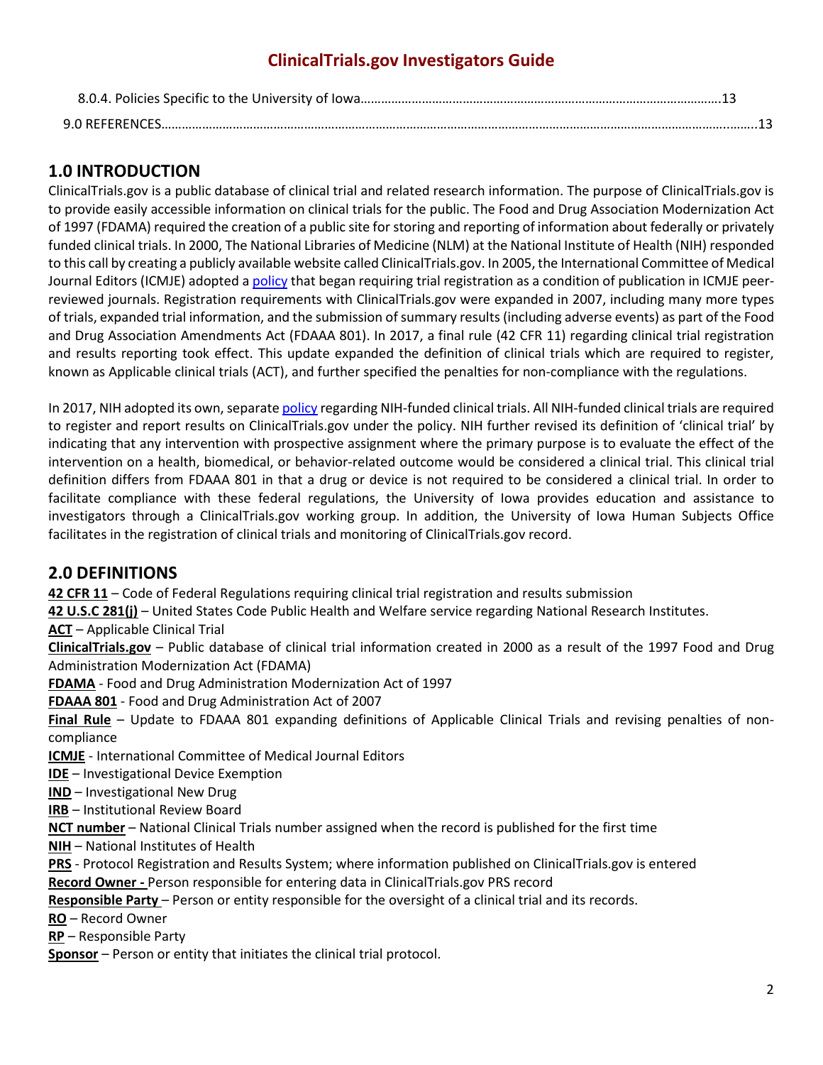8.0.4. Policies Specific to the University of Iowa……………………………………………………………………………………………13

9.0 REFERENCES…………………………………………………………………………………………………………………………………………………..13

## 1.0 INTRODUCTION

ClinicalTrials.gov is a public database of clinical trial and related research information. The purpose of ClinicalTrials.gov is to provide easily accessible information on clinical trials for the public. The Food and Drug Association Modernization Act of 1997 (FDAMA) required the creation of a public site for storing and reporting of information about federally or privately funded clinical trials. In 2000, The National Libraries of Medicine (NLM) at the National Institute of Health (NIH) responded to this call by creating a publicly available website called ClinicalTrials.gov. In 2005, the International Committee of Medical Journal Editors (ICMJE) adopted a policy that began requiring trial registration as a condition of publication in ICMJE peer-reviewed journals. Registration requirements with ClinicalTrials.gov were expanded in 2007, including many more types of trials, expanded trial information, and the submission of summary results (including adverse events) as part of the Food and Drug Association Amendments Act (FDAAA 801). In 2017, a final rule (42 CFR 11) regarding clinical trial registration and results reporting took effect. This update expanded the definition of clinical trials which are required to register, known as Applicable clinical trials (ACT), and further specified the penalties for non-compliance with the regulations.

In 2017, NIH adopted its own, separate policy regarding NIH-funded clinical trials. All NIH-funded clinical trials are required to register and report results on ClinicalTrials.gov under the policy. NIH further revised its definition of 'clinical trial' by indicating that any intervention with prospective assignment where the primary purpose is to evaluate the effect of the intervention on a health, biomedical, or behavior-related outcome would be considered a clinical trial. This clinical trial definition differs from FDAAA 801 in that a drug or device is not required to be considered a clinical trial. In order to facilitate compliance with these federal regulations, the University of Iowa provides education and assistance to investigators through a ClinicalTrials.gov working group. In addition, the University of Iowa Human Subjects Office facilitates in the registration of clinical trials and monitoring of ClinicalTrials.gov record.

## 2.0 DEFINITIONS

**42 CFR 11** – Code of Federal Regulations requiring clinical trial registration and results submission
**42 U.S.C 281(j)** – United States Code Public Health and Welfare service regarding National Research Institutes.
**ACT** – Applicable Clinical Trial
**ClinicalTrials.gov** – Public database of clinical trial information created in 2000 as a result of the 1997 Food and Drug Administration Modernization Act (FDAMA)
**FDAMA** - Food and Drug Administration Modernization Act of 1997
**FDAAA 801** - Food and Drug Administration Act of 2007
**Final Rule** – Update to FDAAA 801 expanding definitions of Applicable Clinical Trials and revising penalties of non-compliance
**ICMJE** - International Committee of Medical Journal Editors
**IDE** – Investigational Device Exemption
**IND** – Investigational New Drug
**IRB** – Institutional Review Board
**NCT number** – National Clinical Trials number assigned when the record is published for the first time
**NIH** – National Institutes of Health
**PRS** - Protocol Registration and Results System; where information published on ClinicalTrials.gov is entered
**Record Owner -** Person responsible for entering data in ClinicalTrials.gov PRS record
**Responsible Party** – Person or entity responsible for the oversight of a clinical trial and its records.
**RO** – Record Owner
**RP** – Responsible Party
**Sponsor** – Person or entity that initiates the clinical trial protocol.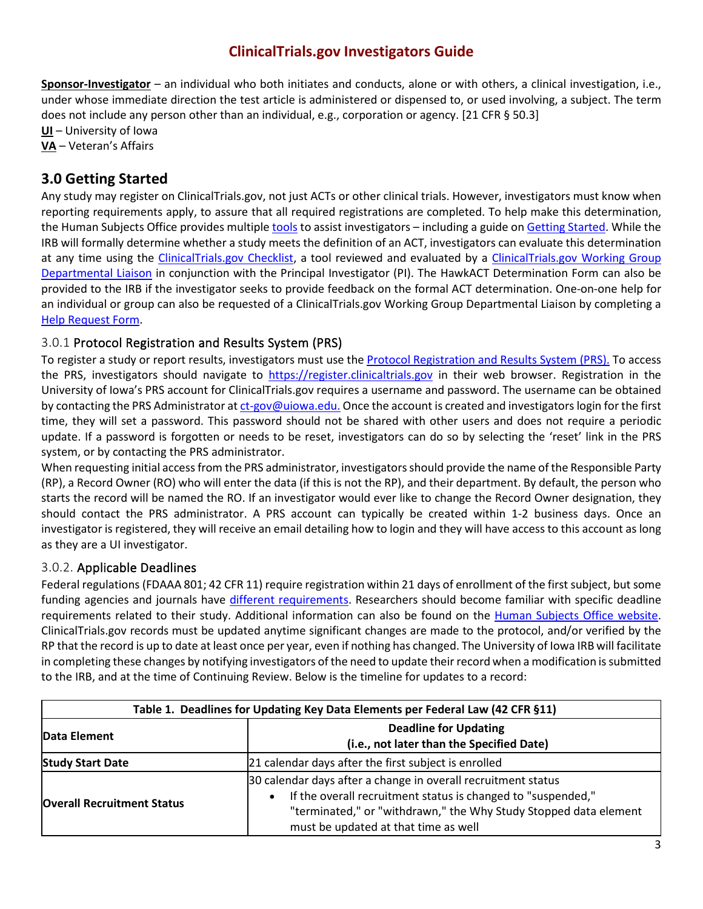**Sponsor-Investigator** – an individual who both initiates and conducts, alone or with others, a clinical investigation, i.e., under whose immediate direction the test article is administered or dispensed to, or used involving, a subject. The term does not include any person other than an individual, e.g., corporation or agency. [21 CFR § 50.3]
**UI** – University of Iowa
**VA** – Veteran's Affairs

## 3.0 Getting Started

Any study may register on ClinicalTrials.gov, not just ACTs or other clinical trials. However, investigators must know when reporting requirements apply, to assure that all required registrations are completed. To help make this determination, the Human Subjects Office provides multiple tools to assist investigators – including a guide on Getting Started. While the IRB will formally determine whether a study meets the definition of an ACT, investigators can evaluate this determination at any time using the ClinicalTrials.gov Checklist, a tool reviewed and evaluated by a ClinicalTrials.gov Working Group Departmental Liaison in conjunction with the Principal Investigator (PI). The HawkACT Determination Form can also be provided to the IRB if the investigator seeks to provide feedback on the formal ACT determination. One-on-one help for an individual or group can also be requested of a ClinicalTrials.gov Working Group Departmental Liaison by completing a Help Request Form.

### 3.0.1 Protocol Registration and Results System (PRS)

To register a study or report results, investigators must use the Protocol Registration and Results System (PRS). To access the PRS, investigators should navigate to https://register.clinicaltrials.gov in their web browser. Registration in the University of Iowa's PRS account for ClinicalTrials.gov requires a username and password. The username can be obtained by contacting the PRS Administrator at ct-gov@uiowa.edu. Once the account is created and investigators login for the first time, they will set a password. This password should not be shared with other users and does not require a periodic update. If a password is forgotten or needs to be reset, investigators can do so by selecting the 'reset' link in the PRS system, or by contacting the PRS administrator.

When requesting initial access from the PRS administrator, investigators should provide the name of the Responsible Party (RP), a Record Owner (RO) who will enter the data (if this is not the RP), and their department. By default, the person who starts the record will be named the RO. If an investigator would ever like to change the Record Owner designation, they should contact the PRS administrator. A PRS account can typically be created within 1-2 business days. Once an investigator is registered, they will receive an email detailing how to login and they will have access to this account as long as they are a UI investigator.

### 3.0.2. Applicable Deadlines

Federal regulations (FDAAA 801; 42 CFR 11) require registration within 21 days of enrollment of the first subject, but some funding agencies and journals have different requirements. Researchers should become familiar with specific deadline requirements related to their study. Additional information can also be found on the Human Subjects Office website. ClinicalTrials.gov records must be updated anytime significant changes are made to the protocol, and/or verified by the RP that the record is up to date at least once per year, even if nothing has changed. The University of Iowa IRB will facilitate in completing these changes by notifying investigators of the need to update their record when a modification is submitted to the IRB, and at the time of Continuing Review. Below is the timeline for updates to a record:

**Table 1. Deadlines for Updating Key Data Elements per Federal Law (42 CFR §11)**

| Data Element | Deadline for Updating (i.e., not later than the Specified Date) |
|---|---|
| **Study Start Date** | 21 calendar days after the first subject is enrolled |
| **Overall Recruitment Status** | 30 calendar days after a change in overall recruitment status<br>• If the overall recruitment status is changed to "suspended," "terminated," or "withdrawn," the Why Study Stopped data element must be updated at that time as well |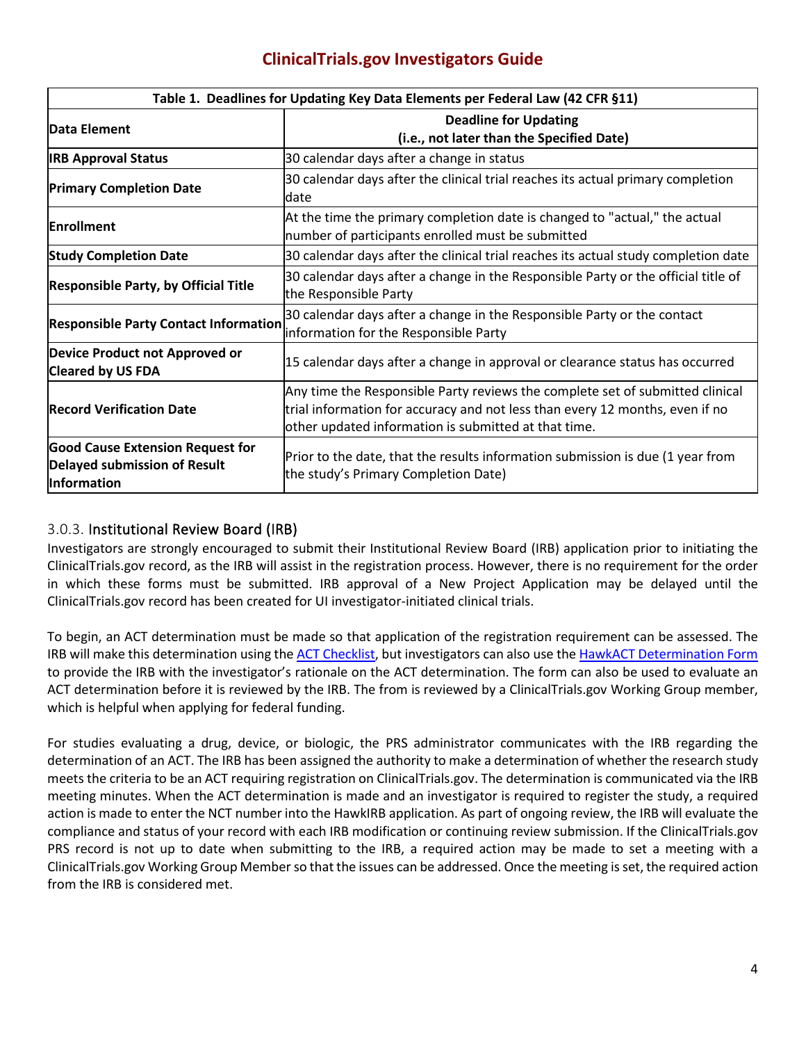**Table 1. Deadlines for Updating Key Data Elements per Federal Law (42 CFR §11)**

| Data Element | Deadline for Updating (i.e., not later than the Specified Date) |
|---|---|
| **IRB Approval Status** | 30 calendar days after a change in status |
| **Primary Completion Date** | 30 calendar days after the clinical trial reaches its actual primary completion date |
| **Enrollment** | At the time the primary completion date is changed to "actual," the actual number of participants enrolled must be submitted |
| **Study Completion Date** | 30 calendar days after the clinical trial reaches its actual study completion date |
| **Responsible Party, by Official Title** | 30 calendar days after a change in the Responsible Party or the official title of the Responsible Party |
| **Responsible Party Contact Information** | 30 calendar days after a change in the Responsible Party or the contact information for the Responsible Party |
| **Device Product not Approved or Cleared by US FDA** | 15 calendar days after a change in approval or clearance status has occurred |
| **Record Verification Date** | Any time the Responsible Party reviews the complete set of submitted clinical trial information for accuracy and not less than every 12 months, even if no other updated information is submitted at that time. |
| **Good Cause Extension Request for Delayed submission of Result Information** | Prior to the date, that the results information submission is due (1 year from the study's Primary Completion Date) |

### 3.0.3. Institutional Review Board (IRB)

Investigators are strongly encouraged to submit their Institutional Review Board (IRB) application prior to initiating the ClinicalTrials.gov record, as the IRB will assist in the registration process. However, there is no requirement for the order in which these forms must be submitted. IRB approval of a New Project Application may be delayed until the ClinicalTrials.gov record has been created for UI investigator-initiated clinical trials.

To begin, an ACT determination must be made so that application of the registration requirement can be assessed. The IRB will make this determination using the ACT Checklist, but investigators can also use the HawkACT Determination Form to provide the IRB with the investigator's rationale on the ACT determination. The form can also be used to evaluate an ACT determination before it is reviewed by the IRB. The from is reviewed by a ClinicalTrials.gov Working Group member, which is helpful when applying for federal funding.

For studies evaluating a drug, device, or biologic, the PRS administrator communicates with the IRB regarding the determination of an ACT. The IRB has been assigned the authority to make a determination of whether the research study meets the criteria to be an ACT requiring registration on ClinicalTrials.gov. The determination is communicated via the IRB meeting minutes. When the ACT determination is made and an investigator is required to register the study, a required action is made to enter the NCT number into the HawkIRB application. As part of ongoing review, the IRB will evaluate the compliance and status of your record with each IRB modification or continuing review submission. If the ClinicalTrials.gov PRS record is not up to date when submitting to the IRB, a required action may be made to set a meeting with a ClinicalTrials.gov Working Group Member so that the issues can be addressed. Once the meeting is set, the required action from the IRB is considered met.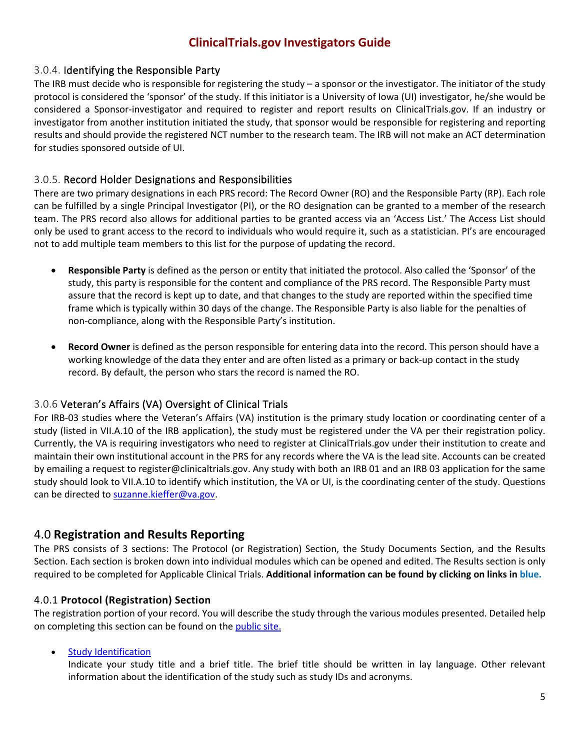### 3.0.4. Identifying the Responsible Party

The IRB must decide who is responsible for registering the study – a sponsor or the investigator. The initiator of the study protocol is considered the 'sponsor' of the study. If this initiator is a University of Iowa (UI) investigator, he/she would be considered a Sponsor-investigator and required to register and report results on ClinicalTrials.gov. If an industry or investigator from another institution initiated the study, that sponsor would be responsible for registering and reporting results and should provide the registered NCT number to the research team. The IRB will not make an ACT determination for studies sponsored outside of UI.

### 3.0.5. Record Holder Designations and Responsibilities

There are two primary designations in each PRS record: The Record Owner (RO) and the Responsible Party (RP). Each role can be fulfilled by a single Principal Investigator (PI), or the RO designation can be granted to a member of the research team. The PRS record also allows for additional parties to be granted access via an 'Access List.' The Access List should only be used to grant access to the record to individuals who would require it, such as a statistician. PI's are encouraged not to add multiple team members to this list for the purpose of updating the record.

- **Responsible Party** is defined as the person or entity that initiated the protocol. Also called the 'Sponsor' of the study, this party is responsible for the content and compliance of the PRS record. The Responsible Party must assure that the record is kept up to date, and that changes to the study are reported within the specified time frame which is typically within 30 days of the change. The Responsible Party is also liable for the penalties of non-compliance, along with the Responsible Party's institution.

- **Record Owner** is defined as the person responsible for entering data into the record. This person should have a working knowledge of the data they enter and are often listed as a primary or back-up contact in the study record. By default, the person who stars the record is named the RO.

### 3.0.6 Veteran's Affairs (VA) Oversight of Clinical Trials

For IRB-03 studies where the Veteran's Affairs (VA) institution is the primary study location or coordinating center of a study (listed in VII.A.10 of the IRB application), the study must be registered under the VA per their registration policy. Currently, the VA is requiring investigators who need to register at ClinicalTrials.gov under their institution to create and maintain their own institutional account in the PRS for any records where the VA is the lead site. Accounts can be created by emailing a request to register@clinicaltrials.gov. Any study with both an IRB 01 and an IRB 03 application for the same study should look to VII.A.10 to identify which institution, the VA or UI, is the coordinating center of the study. Questions can be directed to suzanne.kieffer@va.gov.

## 4.0 Registration and Results Reporting

The PRS consists of 3 sections: The Protocol (or Registration) Section, the Study Documents Section, and the Results Section. Each section is broken down into individual modules which can be opened and edited. The Results section is only required to be completed for Applicable Clinical Trials. **Additional information can be found by clicking on links in blue.**

### 4.0.1 Protocol (Registration) Section

The registration portion of your record. You will describe the study through the various modules presented. Detailed help on completing this section can be found on the public site.

- Study Identification
  Indicate your study title and a brief title. The brief title should be written in lay language. Other relevant information about the identification of the study such as study IDs and acronyms.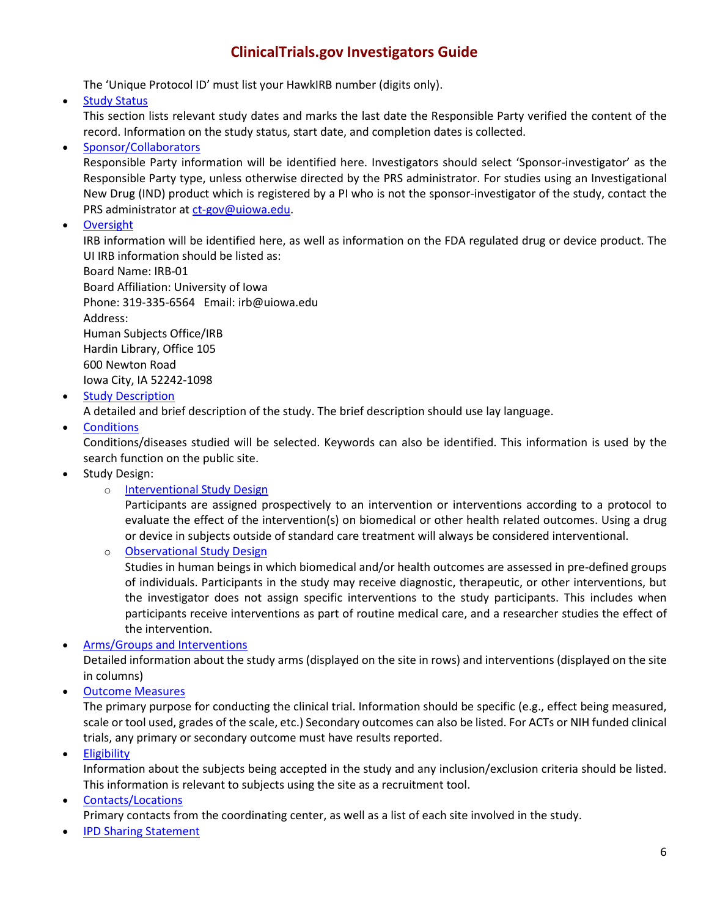The 'Unique Protocol ID' must list your HawkIRB number (digits only).

- Study Status
  This section lists relevant study dates and marks the last date the Responsible Party verified the content of the record. Information on the study status, start date, and completion dates is collected.
- Sponsor/Collaborators
  Responsible Party information will be identified here. Investigators should select 'Sponsor-investigator' as the Responsible Party type, unless otherwise directed by the PRS administrator. For studies using an Investigational New Drug (IND) product which is registered by a PI who is not the sponsor-investigator of the study, contact the PRS administrator at ct-gov@uiowa.edu.
- Oversight
  IRB information will be identified here, as well as information on the FDA regulated drug or device product. The UI IRB information should be listed as:
  Board Name: IRB-01
  Board Affiliation: University of Iowa
  Phone: 319-335-6564 Email: irb@uiowa.edu
  Address:
  Human Subjects Office/IRB
  Hardin Library, Office 105
  600 Newton Road
  Iowa City, IA 52242-1098
- Study Description
  A detailed and brief description of the study. The brief description should use lay language.
- Conditions
  Conditions/diseases studied will be selected. Keywords can also be identified. This information is used by the search function on the public site.
- Study Design:
  - Interventional Study Design
    Participants are assigned prospectively to an intervention or interventions according to a protocol to evaluate the effect of the intervention(s) on biomedical or other health related outcomes. Using a drug or device in subjects outside of standard care treatment will always be considered interventional.
  - Observational Study Design
    Studies in human beings in which biomedical and/or health outcomes are assessed in pre-defined groups of individuals. Participants in the study may receive diagnostic, therapeutic, or other interventions, but the investigator does not assign specific interventions to the study participants. This includes when participants receive interventions as part of routine medical care, and a researcher studies the effect of the intervention.
- Arms/Groups and Interventions
  Detailed information about the study arms (displayed on the site in rows) and interventions (displayed on the site in columns)
- Outcome Measures
  The primary purpose for conducting the clinical trial. Information should be specific (e.g., effect being measured, scale or tool used, grades of the scale, etc.) Secondary outcomes can also be listed. For ACTs or NIH funded clinical trials, any primary or secondary outcome must have results reported.
- Eligibility
  Information about the subjects being accepted in the study and any inclusion/exclusion criteria should be listed. This information is relevant to subjects using the site as a recruitment tool.
- Contacts/Locations
  Primary contacts from the coordinating center, as well as a list of each site involved in the study.
- IPD Sharing Statement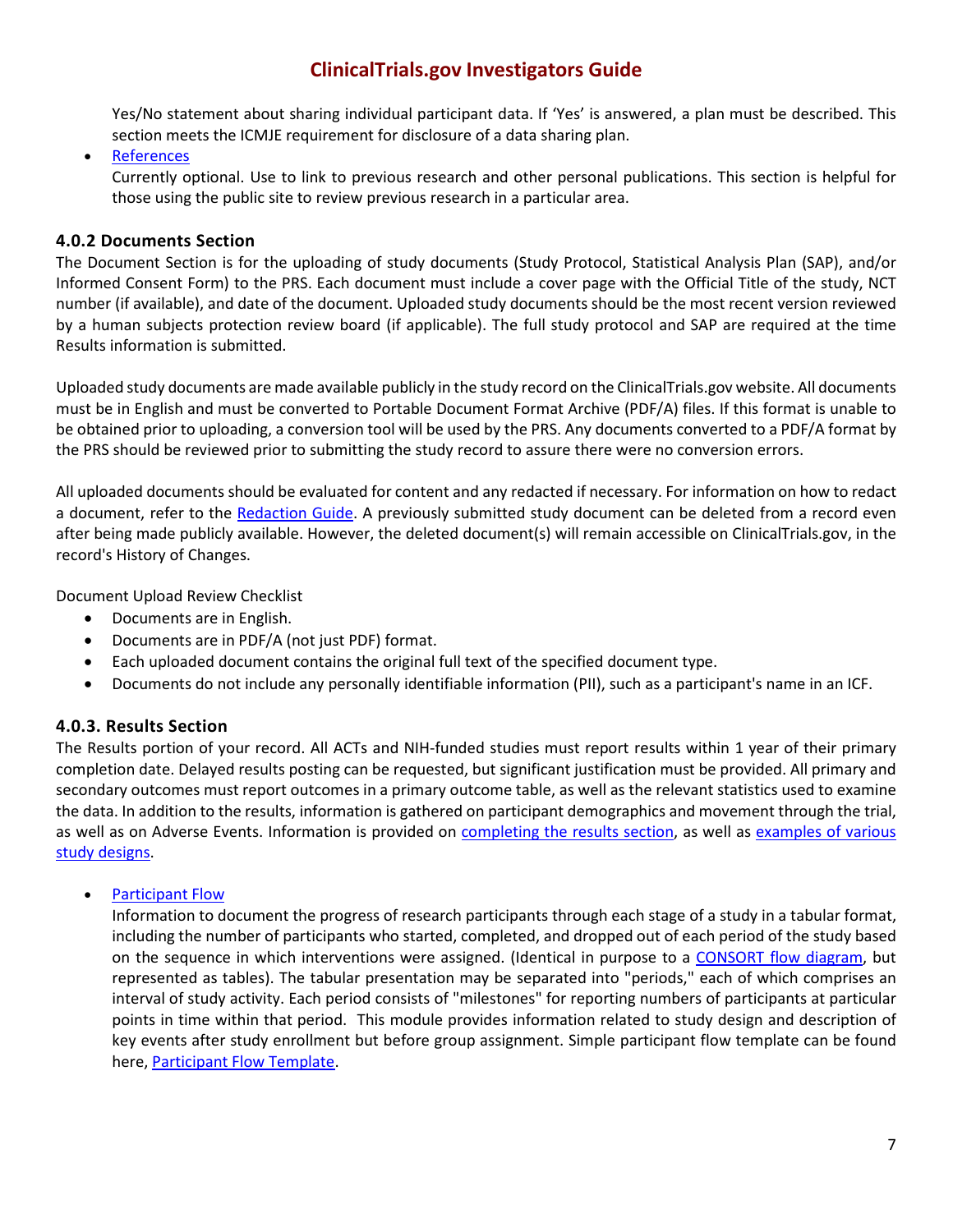Yes/No statement about sharing individual participant data. If 'Yes' is answered, a plan must be described. This section meets the ICMJE requirement for disclosure of a data sharing plan.

- References
  Currently optional. Use to link to previous research and other personal publications. This section is helpful for those using the public site to review previous research in a particular area.

### 4.0.2 Documents Section

The Document Section is for the uploading of study documents (Study Protocol, Statistical Analysis Plan (SAP), and/or Informed Consent Form) to the PRS. Each document must include a cover page with the Official Title of the study, NCT number (if available), and date of the document. Uploaded study documents should be the most recent version reviewed by a human subjects protection review board (if applicable). The full study protocol and SAP are required at the time Results information is submitted.

Uploaded study documents are made available publicly in the study record on the ClinicalTrials.gov website. All documents must be in English and must be converted to Portable Document Format Archive (PDF/A) files. If this format is unable to be obtained prior to uploading, a conversion tool will be used by the PRS. Any documents converted to a PDF/A format by the PRS should be reviewed prior to submitting the study record to assure there were no conversion errors.

All uploaded documents should be evaluated for content and any redacted if necessary. For information on how to redact a document, refer to the Redaction Guide. A previously submitted study document can be deleted from a record even after being made publicly available. However, the deleted document(s) will remain accessible on ClinicalTrials.gov, in the record's History of Changes.

Document Upload Review Checklist

- Documents are in English.
- Documents are in PDF/A (not just PDF) format.
- Each uploaded document contains the original full text of the specified document type.
- Documents do not include any personally identifiable information (PII), such as a participant's name in an ICF.

### 4.0.3. Results Section

The Results portion of your record. All ACTs and NIH-funded studies must report results within 1 year of their primary completion date. Delayed results posting can be requested, but significant justification must be provided. All primary and secondary outcomes must report outcomes in a primary outcome table, as well as the relevant statistics used to examine the data. In addition to the results, information is gathered on participant demographics and movement through the trial, as well as on Adverse Events. Information is provided on completing the results section, as well as examples of various study designs.

- Participant Flow
  Information to document the progress of research participants through each stage of a study in a tabular format, including the number of participants who started, completed, and dropped out of each period of the study based on the sequence in which interventions were assigned. (Identical in purpose to a CONSORT flow diagram, but represented as tables). The tabular presentation may be separated into "periods," each of which comprises an interval of study activity. Each period consists of "milestones" for reporting numbers of participants at particular points in time within that period. This module provides information related to study design and description of key events after study enrollment but before group assignment. Simple participant flow template can be found here, Participant Flow Template.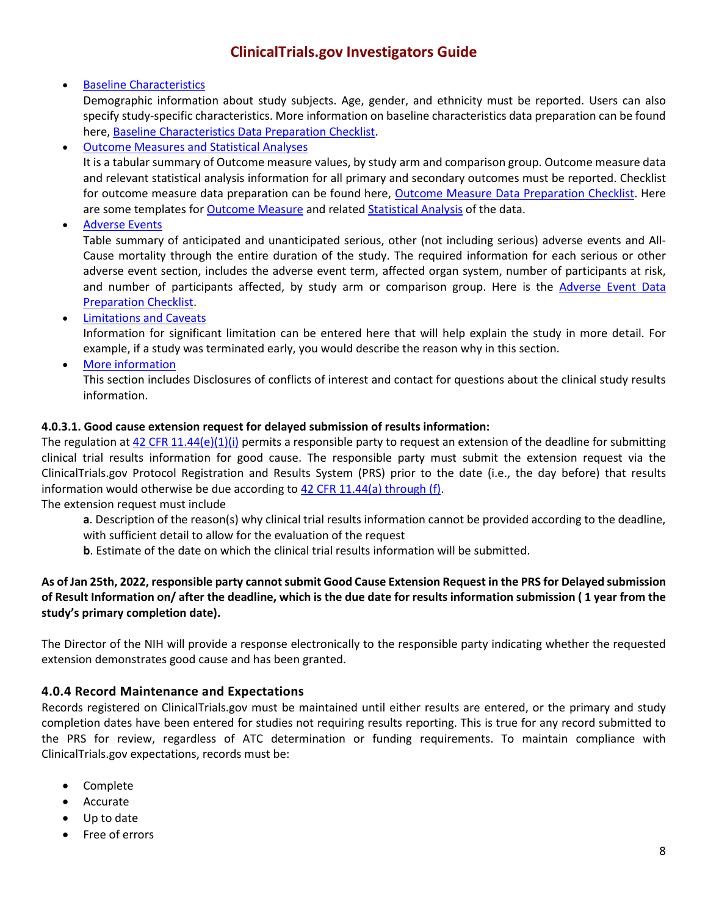- Baseline Characteristics
  Demographic information about study subjects. Age, gender, and ethnicity must be reported. Users can also specify study-specific characteristics. More information on baseline characteristics data preparation can be found here, Baseline Characteristics Data Preparation Checklist.
- Outcome Measures and Statistical Analyses
  It is a tabular summary of Outcome measure values, by study arm and comparison group. Outcome measure data and relevant statistical analysis information for all primary and secondary outcomes must be reported. Checklist for outcome measure data preparation can be found here, Outcome Measure Data Preparation Checklist. Here are some templates for Outcome Measure and related Statistical Analysis of the data.
- Adverse Events
  Table summary of anticipated and unanticipated serious, other (not including serious) adverse events and All-Cause mortality through the entire duration of the study. The required information for each serious or other adverse event section, includes the adverse event term, affected organ system, number of participants at risk, and number of participants affected, by study arm or comparison group. Here is the Adverse Event Data Preparation Checklist.
- Limitations and Caveats
  Information for significant limitation can be entered here that will help explain the study in more detail. For example, if a study was terminated early, you would describe the reason why in this section.
- More information
  This section includes Disclosures of conflicts of interest and contact for questions about the clinical study results information.

#### 4.0.3.1. Good cause extension request for delayed submission of results information:

The regulation at 42 CFR 11.44(e)(1)(i) permits a responsible party to request an extension of the deadline for submitting clinical trial results information for good cause. The responsible party must submit the extension request via the ClinicalTrials.gov Protocol Registration and Results System (PRS) prior to the date (i.e., the day before) that results information would otherwise be due according to 42 CFR 11.44(a) through (f).
The extension request must include

**a**. Description of the reason(s) why clinical trial results information cannot be provided according to the deadline, with sufficient detail to allow for the evaluation of the request
**b**. Estimate of the date on which the clinical trial results information will be submitted.

**As of Jan 25th, 2022, responsible party cannot submit Good Cause Extension Request in the PRS for Delayed submission of Result Information on/ after the deadline, which is the due date for results information submission ( 1 year from the study's primary completion date).**

The Director of the NIH will provide a response electronically to the responsible party indicating whether the requested extension demonstrates good cause and has been granted.

### 4.0.4 Record Maintenance and Expectations

Records registered on ClinicalTrials.gov must be maintained until either results are entered, or the primary and study completion dates have been entered for studies not requiring results reporting. This is true for any record submitted to the PRS for review, regardless of ATC determination or funding requirements. To maintain compliance with ClinicalTrials.gov expectations, records must be:

- Complete
- Accurate
- Up to date
- Free of errors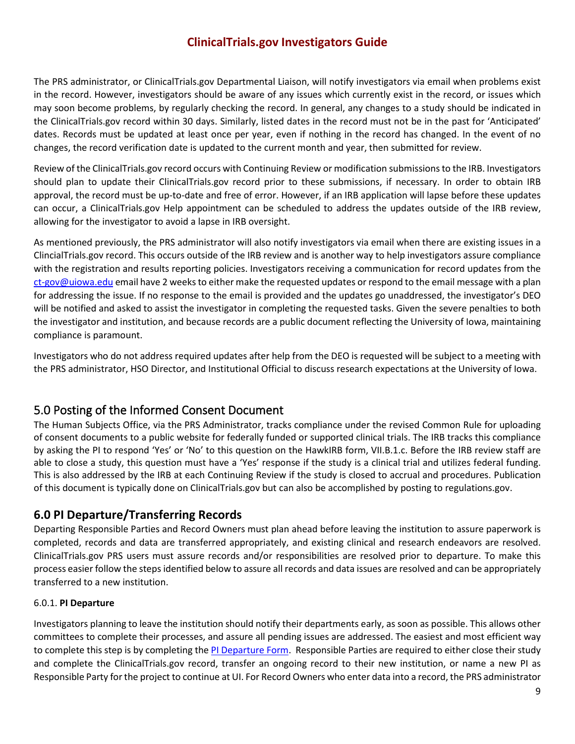The PRS administrator, or ClinicalTrials.gov Departmental Liaison, will notify investigators via email when problems exist in the record. However, investigators should be aware of any issues which currently exist in the record, or issues which may soon become problems, by regularly checking the record. In general, any changes to a study should be indicated in the ClinicalTrials.gov record within 30 days. Similarly, listed dates in the record must not be in the past for 'Anticipated' dates. Records must be updated at least once per year, even if nothing in the record has changed. In the event of no changes, the record verification date is updated to the current month and year, then submitted for review.

Review of the ClinicalTrials.gov record occurs with Continuing Review or modification submissions to the IRB. Investigators should plan to update their ClinicalTrials.gov record prior to these submissions, if necessary. In order to obtain IRB approval, the record must be up-to-date and free of error. However, if an IRB application will lapse before these updates can occur, a ClinicalTrials.gov Help appointment can be scheduled to address the updates outside of the IRB review, allowing for the investigator to avoid a lapse in IRB oversight.

As mentioned previously, the PRS administrator will also notify investigators via email when there are existing issues in a ClincialTrials.gov record. This occurs outside of the IRB review and is another way to help investigators assure compliance with the registration and results reporting policies. Investigators receiving a communication for record updates from the ct-gov@uiowa.edu email have 2 weeks to either make the requested updates or respond to the email message with a plan for addressing the issue. If no response to the email is provided and the updates go unaddressed, the investigator's DEO will be notified and asked to assist the investigator in completing the requested tasks. Given the severe penalties to both the investigator and institution, and because records are a public document reflecting the University of Iowa, maintaining compliance is paramount.

Investigators who do not address required updates after help from the DEO is requested will be subject to a meeting with the PRS administrator, HSO Director, and Institutional Official to discuss research expectations at the University of Iowa.

## 5.0 Posting of the Informed Consent Document

The Human Subjects Office, via the PRS Administrator, tracks compliance under the revised Common Rule for uploading of consent documents to a public website for federally funded or supported clinical trials. The IRB tracks this compliance by asking the PI to respond 'Yes' or 'No' to this question on the HawkIRB form, VII.B.1.c. Before the IRB review staff are able to close a study, this question must have a 'Yes' response if the study is a clinical trial and utilizes federal funding. This is also addressed by the IRB at each Continuing Review if the study is closed to accrual and procedures. Publication of this document is typically done on ClinicalTrials.gov but can also be accomplished by posting to regulations.gov.

## 6.0 PI Departure/Transferring Records

Departing Responsible Parties and Record Owners must plan ahead before leaving the institution to assure paperwork is completed, records and data are transferred appropriately, and existing clinical and research endeavors are resolved. ClinicalTrials.gov PRS users must assure records and/or responsibilities are resolved prior to departure. To make this process easier follow the steps identified below to assure all records and data issues are resolved and can be appropriately transferred to a new institution.

### 6.0.1. **PI Departure**

Investigators planning to leave the institution should notify their departments early, as soon as possible. This allows other committees to complete their processes, and assure all pending issues are addressed. The easiest and most efficient way to complete this step is by completing the PI Departure Form. Responsible Parties are required to either close their study and complete the ClinicalTrials.gov record, transfer an ongoing record to their new institution, or name a new PI as Responsible Party for the project to continue at UI. For Record Owners who enter data into a record, the PRS administrator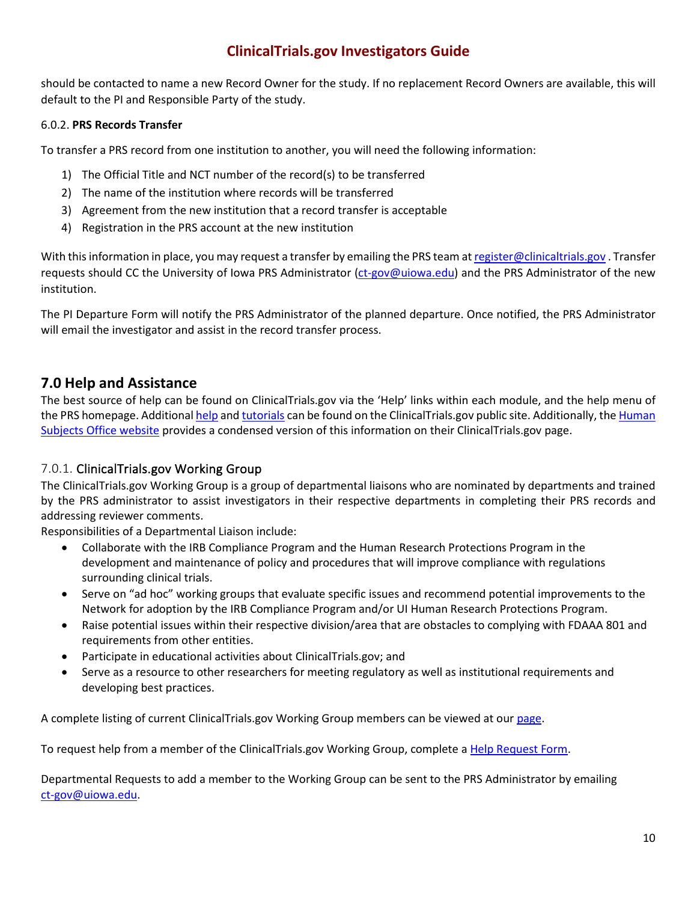should be contacted to name a new Record Owner for the study. If no replacement Record Owners are available, this will default to the PI and Responsible Party of the study.

#### 6.0.2. PRS Records Transfer

To transfer a PRS record from one institution to another, you will need the following information:

1) The Official Title and NCT number of the record(s) to be transferred
2) The name of the institution where records will be transferred
3) Agreement from the new institution that a record transfer is acceptable
4) Registration in the PRS account at the new institution

With this information in place, you may request a transfer by emailing the PRS team at register@clinicaltrials.gov . Transfer requests should CC the University of Iowa PRS Administrator (ct-gov@uiowa.edu) and the PRS Administrator of the new institution.

The PI Departure Form will notify the PRS Administrator of the planned departure. Once notified, the PRS Administrator will email the investigator and assist in the record transfer process.

## 7.0 Help and Assistance

The best source of help can be found on ClinicalTrials.gov via the 'Help' links within each module, and the help menu of the PRS homepage. Additional help and tutorials can be found on the ClinicalTrials.gov public site. Additionally, the Human Subjects Office website provides a condensed version of this information on their ClinicalTrials.gov page.

### 7.0.1. ClinicalTrials.gov Working Group

The ClinicalTrials.gov Working Group is a group of departmental liaisons who are nominated by departments and trained by the PRS administrator to assist investigators in their respective departments in completing their PRS records and addressing reviewer comments.

Responsibilities of a Departmental Liaison include:

- Collaborate with the IRB Compliance Program and the Human Research Protections Program in the development and maintenance of policy and procedures that will improve compliance with regulations surrounding clinical trials.
- Serve on "ad hoc" working groups that evaluate specific issues and recommend potential improvements to the Network for adoption by the IRB Compliance Program and/or UI Human Research Protections Program.
- Raise potential issues within their respective division/area that are obstacles to complying with FDAAA 801 and requirements from other entities.
- Participate in educational activities about ClinicalTrials.gov; and
- Serve as a resource to other researchers for meeting regulatory as well as institutional requirements and developing best practices.

A complete listing of current ClinicalTrials.gov Working Group members can be viewed at our page.

To request help from a member of the ClinicalTrials.gov Working Group, complete a Help Request Form.

Departmental Requests to add a member to the Working Group can be sent to the PRS Administrator by emailing ct-gov@uiowa.edu.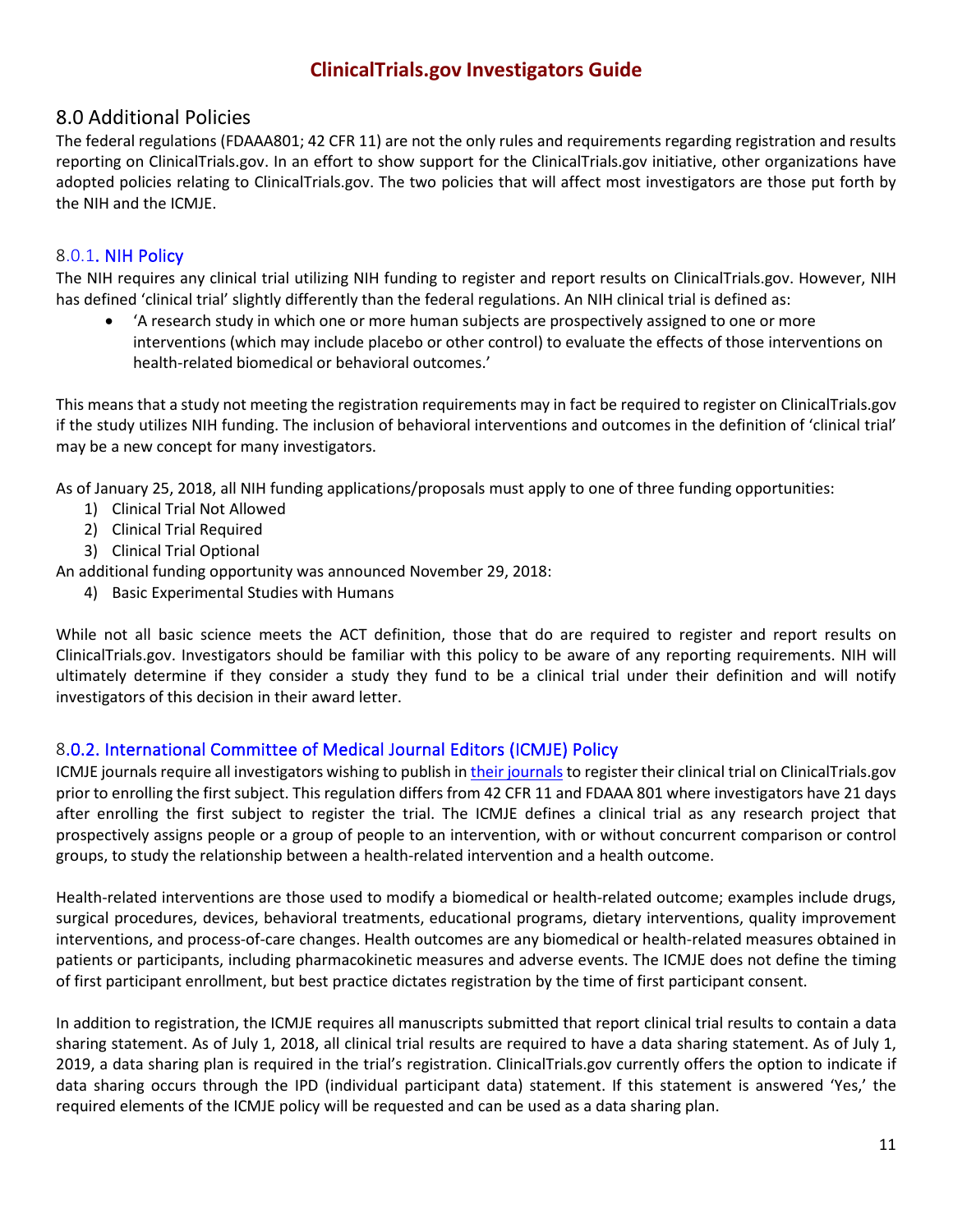## 8.0 Additional Policies

The federal regulations (FDAAA801; 42 CFR 11) are not the only rules and requirements regarding registration and results reporting on ClinicalTrials.gov. In an effort to show support for the ClinicalTrials.gov initiative, other organizations have adopted policies relating to ClinicalTrials.gov. The two policies that will affect most investigators are those put forth by the NIH and the ICMJE.

### 8.0.1. NIH Policy

The NIH requires any clinical trial utilizing NIH funding to register and report results on ClinicalTrials.gov. However, NIH has defined 'clinical trial' slightly differently than the federal regulations. An NIH clinical trial is defined as:

- 'A research study in which one or more human subjects are prospectively assigned to one or more interventions (which may include placebo or other control) to evaluate the effects of those interventions on health-related biomedical or behavioral outcomes.'

This means that a study not meeting the registration requirements may in fact be required to register on ClinicalTrials.gov if the study utilizes NIH funding. The inclusion of behavioral interventions and outcomes in the definition of 'clinical trial' may be a new concept for many investigators.

As of January 25, 2018, all NIH funding applications/proposals must apply to one of three funding opportunities:

1) Clinical Trial Not Allowed
2) Clinical Trial Required
3) Clinical Trial Optional

An additional funding opportunity was announced November 29, 2018:

4) Basic Experimental Studies with Humans

While not all basic science meets the ACT definition, those that do are required to register and report results on ClinicalTrials.gov. Investigators should be familiar with this policy to be aware of any reporting requirements. NIH will ultimately determine if they consider a study they fund to be a clinical trial under their definition and will notify investigators of this decision in their award letter.

### 8.0.2. International Committee of Medical Journal Editors (ICMJE) Policy

ICMJE journals require all investigators wishing to publish in their journals to register their clinical trial on ClinicalTrials.gov prior to enrolling the first subject. This regulation differs from 42 CFR 11 and FDAAA 801 where investigators have 21 days after enrolling the first subject to register the trial. The ICMJE defines a clinical trial as any research project that prospectively assigns people or a group of people to an intervention, with or without concurrent comparison or control groups, to study the relationship between a health-related intervention and a health outcome.

Health-related interventions are those used to modify a biomedical or health-related outcome; examples include drugs, surgical procedures, devices, behavioral treatments, educational programs, dietary interventions, quality improvement interventions, and process-of-care changes. Health outcomes are any biomedical or health-related measures obtained in patients or participants, including pharmacokinetic measures and adverse events. The ICMJE does not define the timing of first participant enrollment, but best practice dictates registration by the time of first participant consent.

In addition to registration, the ICMJE requires all manuscripts submitted that report clinical trial results to contain a data sharing statement. As of July 1, 2018, all clinical trial results are required to have a data sharing statement. As of July 1, 2019, a data sharing plan is required in the trial's registration. ClinicalTrials.gov currently offers the option to indicate if data sharing occurs through the IPD (individual participant data) statement. If this statement is answered 'Yes,' the required elements of the ICMJE policy will be requested and can be used as a data sharing plan.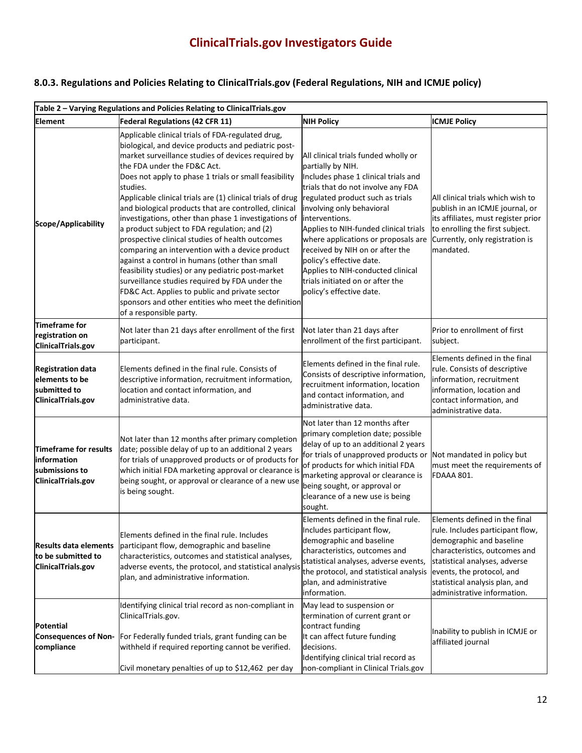# ClinicalTrials.gov Investigators Guide

### 8.0.3. Regulations and Policies Relating to ClinicalTrials.gov (Federal Regulations, NIH and ICMJE policy)

**Table 2 – Varying Regulations and Policies Relating to ClinicalTrials.gov**

| Element | Federal Regulations (42 CFR 11) | NIH Policy | ICMJE Policy |
|---|---|---|---|
| **Scope/Applicability** | Applicable clinical trials of FDA-regulated drug, biological, and device products and pediatric post-market surveillance studies of devices required by the FDA under the FD&C Act.<br>Does not apply to phase 1 trials or small feasibility studies.<br>Applicable clinical trials are (1) clinical trials of drug and biological products that are controlled, clinical investigations, other than phase 1 investigations of a product subject to FDA regulation; and (2) prospective clinical studies of health outcomes comparing an intervention with a device product against a control in humans (other than small feasibility studies) or any pediatric post-market surveillance studies required by FDA under the FD&C Act. Applies to public and private sector sponsors and other entities who meet the definition of a responsible party. | All clinical trials funded wholly or partially by NIH.<br>Includes phase 1 clinical trials and trials that do not involve any FDA regulated product such as trials involving only behavioral interventions.<br>Applies to NIH-funded clinical trials where applications or proposals are received by NIH on or after the policy's effective date.<br>Applies to NIH-conducted clinical trials initiated on or after the policy's effective date. | All clinical trials which wish to publish in an ICMJE journal, or its affiliates, must register prior to enrolling the first subject. Currently, only registration is mandated. |
| **Timeframe for registration on ClinicalTrials.gov** | Not later than 21 days after enrollment of the first participant. | Not later than 21 days after enrollment of the first participant. | Prior to enrollment of first subject. |
| **Registration data elements to be submitted to ClinicalTrials.gov** | Elements defined in the final rule. Consists of descriptive information, recruitment information, location and contact information, and administrative data. | Elements defined in the final rule. Consists of descriptive information, recruitment information, location and contact information, and administrative data. | Elements defined in the final rule. Consists of descriptive information, recruitment information, location and contact information, and administrative data. |
| **Timeframe for results information submissions to ClinicalTrials.gov** | Not later than 12 months after primary completion date; possible delay of up to an additional 2 years for trials of unapproved products or of products for which initial FDA marketing approval or clearance is being sought, or approval or clearance of a new use is being sought. | Not later than 12 months after primary completion date; possible delay of up to an additional 2 years for trials of unapproved products or of products for which initial FDA marketing approval or clearance is being sought, or approval or clearance of a new use is being sought. | Not mandated in policy but must meet the requirements of FDAAA 801. |
| **Results data elements to be submitted to ClinicalTrials.gov** | Elements defined in the final rule. Includes participant flow, demographic and baseline characteristics, outcomes and statistical analyses, adverse events, the protocol, and statistical analysis plan, and administrative information. | Elements defined in the final rule. Includes participant flow, demographic and baseline characteristics, outcomes and statistical analyses, adverse events, the protocol, and statistical analysis plan, and administrative information. | Elements defined in the final rule. Includes participant flow, demographic and baseline characteristics, outcomes and statistical analyses, adverse events, the protocol, and statistical analysis plan, and administrative information. |
| **Potential Consequences of Non-compliance** | Identifying clinical trial record as non-compliant in ClinicalTrials.gov.<br><br>For Federally funded trials, grant funding can be withheld if required reporting cannot be verified.<br><br>Civil monetary penalties of up to $12,462 per day | May lead to suspension or termination of current grant or contract funding<br>It can affect future funding decisions.<br>Identifying clinical trial record as non-compliant in Clinical Trials.gov | Inability to publish in ICMJE or affiliated journal |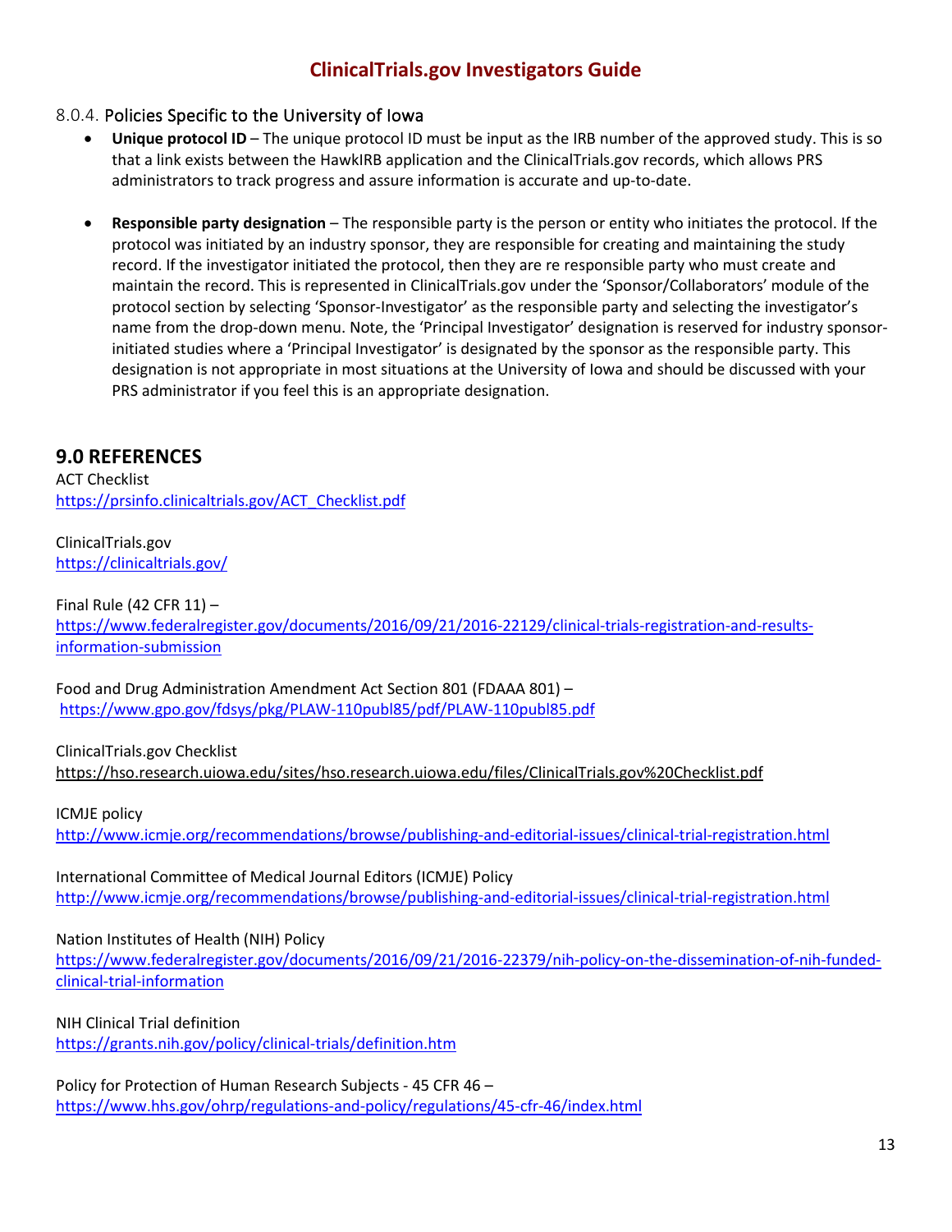### 8.0.4. Policies Specific to the University of Iowa

- **Unique protocol ID** – The unique protocol ID must be input as the IRB number of the approved study. This is so that a link exists between the HawkIRB application and the ClinicalTrials.gov records, which allows PRS administrators to track progress and assure information is accurate and up-to-date.

- **Responsible party designation** – The responsible party is the person or entity who initiates the protocol. If the protocol was initiated by an industry sponsor, they are responsible for creating and maintaining the study record. If the investigator initiated the protocol, then they are re responsible party who must create and maintain the record. This is represented in ClinicalTrials.gov under the 'Sponsor/Collaborators' module of the protocol section by selecting 'Sponsor-Investigator' as the responsible party and selecting the investigator's name from the drop-down menu. Note, the 'Principal Investigator' designation is reserved for industry sponsor-initiated studies where a 'Principal Investigator' is designated by the sponsor as the responsible party. This designation is not appropriate in most situations at the University of Iowa and should be discussed with your PRS administrator if you feel this is an appropriate designation.

## 9.0 REFERENCES

ACT Checklist
https://prsinfo.clinicaltrials.gov/ACT_Checklist.pdf

ClinicalTrials.gov
https://clinicaltrials.gov/

Final Rule (42 CFR 11) –
https://www.federalregister.gov/documents/2016/09/21/2016-22129/clinical-trials-registration-and-results-information-submission

Food and Drug Administration Amendment Act Section 801 (FDAAA 801) –
https://www.gpo.gov/fdsys/pkg/PLAW-110publ85/pdf/PLAW-110publ85.pdf

ClinicalTrials.gov Checklist
https://hso.research.uiowa.edu/sites/hso.research.uiowa.edu/files/ClinicalTrials.gov%20Checklist.pdf

ICMJE policy
http://www.icmje.org/recommendations/browse/publishing-and-editorial-issues/clinical-trial-registration.html

International Committee of Medical Journal Editors (ICMJE) Policy
http://www.icmje.org/recommendations/browse/publishing-and-editorial-issues/clinical-trial-registration.html

Nation Institutes of Health (NIH) Policy
https://www.federalregister.gov/documents/2016/09/21/2016-22379/nih-policy-on-the-dissemination-of-nih-funded-clinical-trial-information

NIH Clinical Trial definition
https://grants.nih.gov/policy/clinical-trials/definition.htm

Policy for Protection of Human Research Subjects - 45 CFR 46 –
https://www.hhs.gov/ohrp/regulations-and-policy/regulations/45-cfr-46/index.html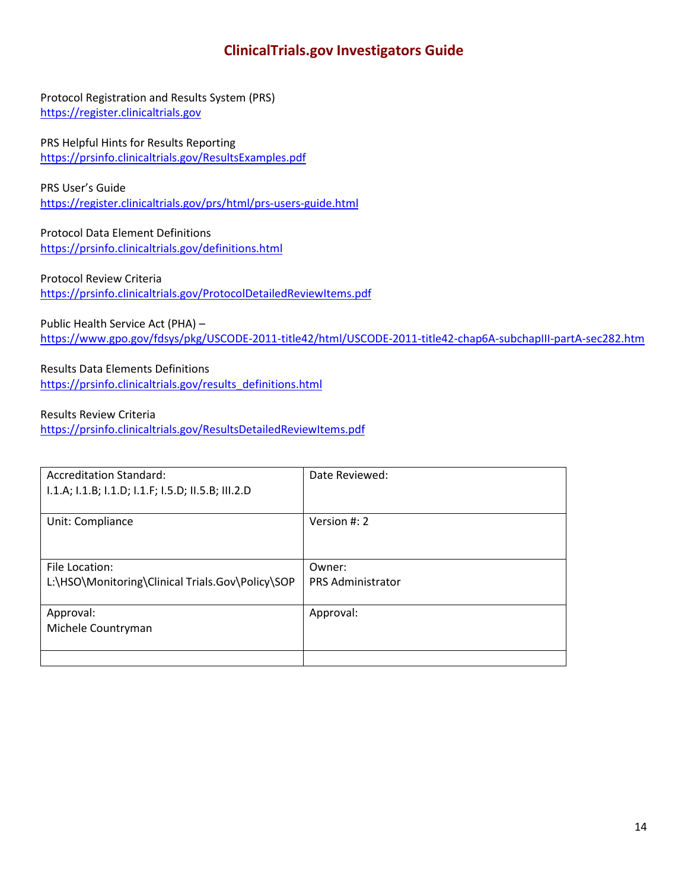## ClinicalTrials.gov Investigators Guide

Protocol Registration and Results System (PRS)
https://register.clinicaltrials.gov

PRS Helpful Hints for Results Reporting
https://prsinfo.clinicaltrials.gov/ResultsExamples.pdf

PRS User's Guide
https://register.clinicaltrials.gov/prs/html/prs-users-guide.html

Protocol Data Element Definitions
https://prsinfo.clinicaltrials.gov/definitions.html

Protocol Review Criteria
https://prsinfo.clinicaltrials.gov/ProtocolDetailedReviewItems.pdf

Public Health Service Act (PHA) –
https://www.gpo.gov/fdsys/pkg/USCODE-2011-title42/html/USCODE-2011-title42-chap6A-subchapIII-partA-sec282.htm

Results Data Elements Definitions
https://prsinfo.clinicaltrials.gov/results_definitions.html

Results Review Criteria
https://prsinfo.clinicaltrials.gov/ResultsDetailedReviewItems.pdf

| | |
|---|---|
| Accreditation Standard: I.1.A; I.1.B; I.1.D; I.1.F; I.5.D; II.5.B; III.2.D | Date Reviewed: |
| Unit: Compliance | Version #: 2 |
| File Location: L:\HSO\Monitoring\Clinical Trials.Gov\Policy\SOP | Owner: PRS Administrator |
| Approval: Michele Countryman | Approval: |
| | |